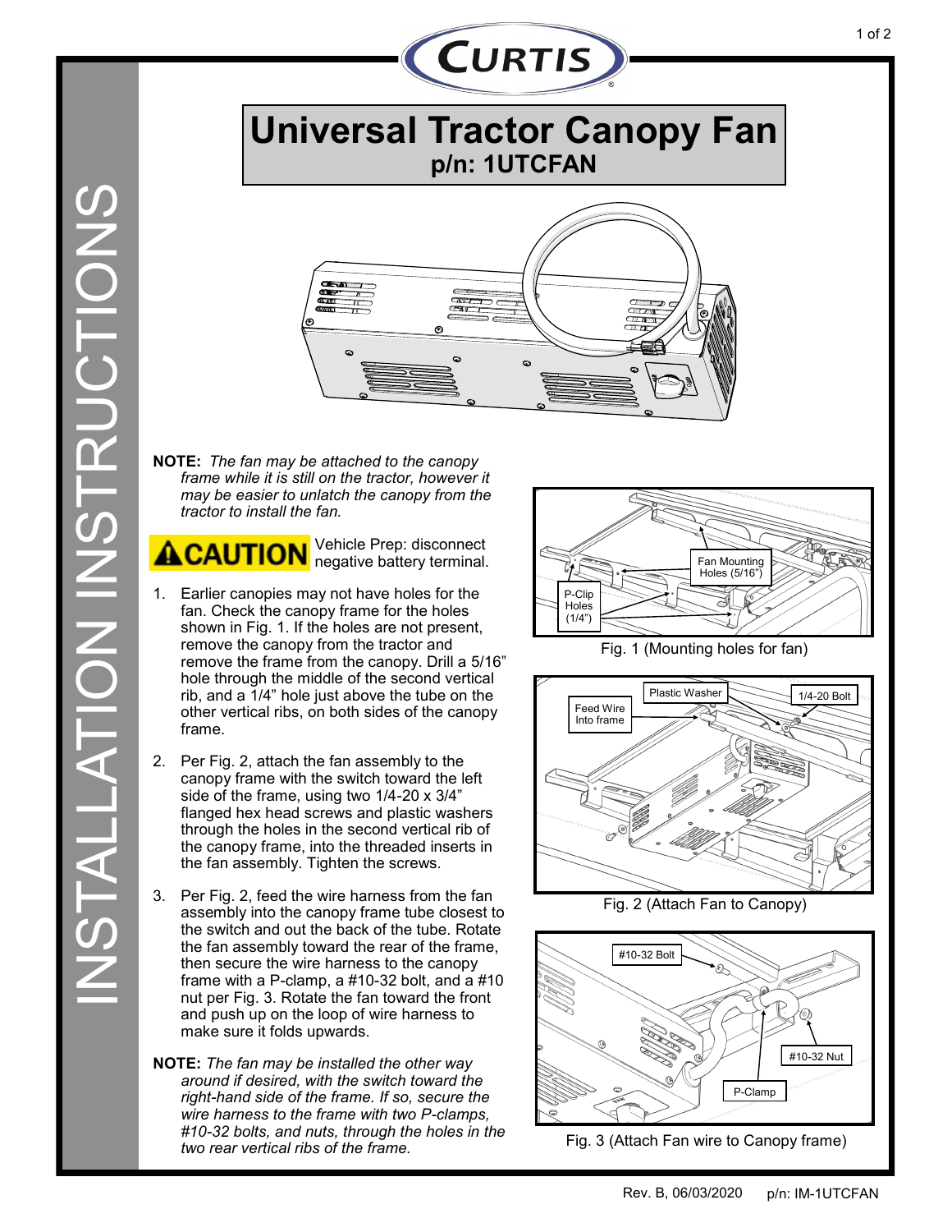# Universal Tractor Canopy Fan

## p/n: 1UTCFAN

**NOTE:** *The fan may be attached to the canopy frame while it is still on the tractor, however it may be easier to unlatch the canopy from the tractor to install the fan.*

**⚠CAUTION** Vehicle Prep: disconnect negative battery terminal.

1. Earlier canopies may not have holes for the fan. Check the canopy frame for the holes shown in Fig. 1. If the holes are not present, remove the canopy from the tractor and remove the frame from the canopy. Drill a 5/16" hole through the middle of the second vertical rib, and a 1/4" hole just above the tube on the other vertical ribs, on both sides of the canopy frame.

2. Per Fig. 2, attach the fan assembly to the canopy frame with the switch toward the left side of the frame, using two 1/4-20 x 3/4" flanged hex head screws and plastic washers through the holes in the second vertical rib of the canopy frame, into the threaded inserts in the fan assembly. Tighten the screws.

3. Per Fig. 2, feed the wire harness from the fan assembly into the canopy frame tube closest to the switch and out the back of the tube. Rotate the fan assembly toward the rear of the frame, then secure the wire harness to the canopy frame with a P-clamp, a #10-32 bolt, and a #10 nut per Fig. 3. Rotate the fan toward the front and push up on the loop of wire harness to make sure it folds upwards.

**NOTE:** *The fan may be installed the other way around if desired, with the switch toward the right-hand side of the frame. If so, secure the wire harness to the frame with two P-clamps, #10-32 bolts, and nuts, through the holes in the two rear vertical ribs of the frame.*

Fan Mounting Holes (5/16")

P-Clip Holes (1/4")

Fig. 1 (Mounting holes for fan)

Feed Wire Into frame

Plastic Washer

1/4-20 Bolt

Fig. 2 (Attach Fan to Canopy)

#10-32 Bolt

#10-32 Nut

P-Clamp

Fig. 3 (Attach Fan wire to Canopy frame)

Rev. B, 06/03/2020 p/n: IM-1UTCFAN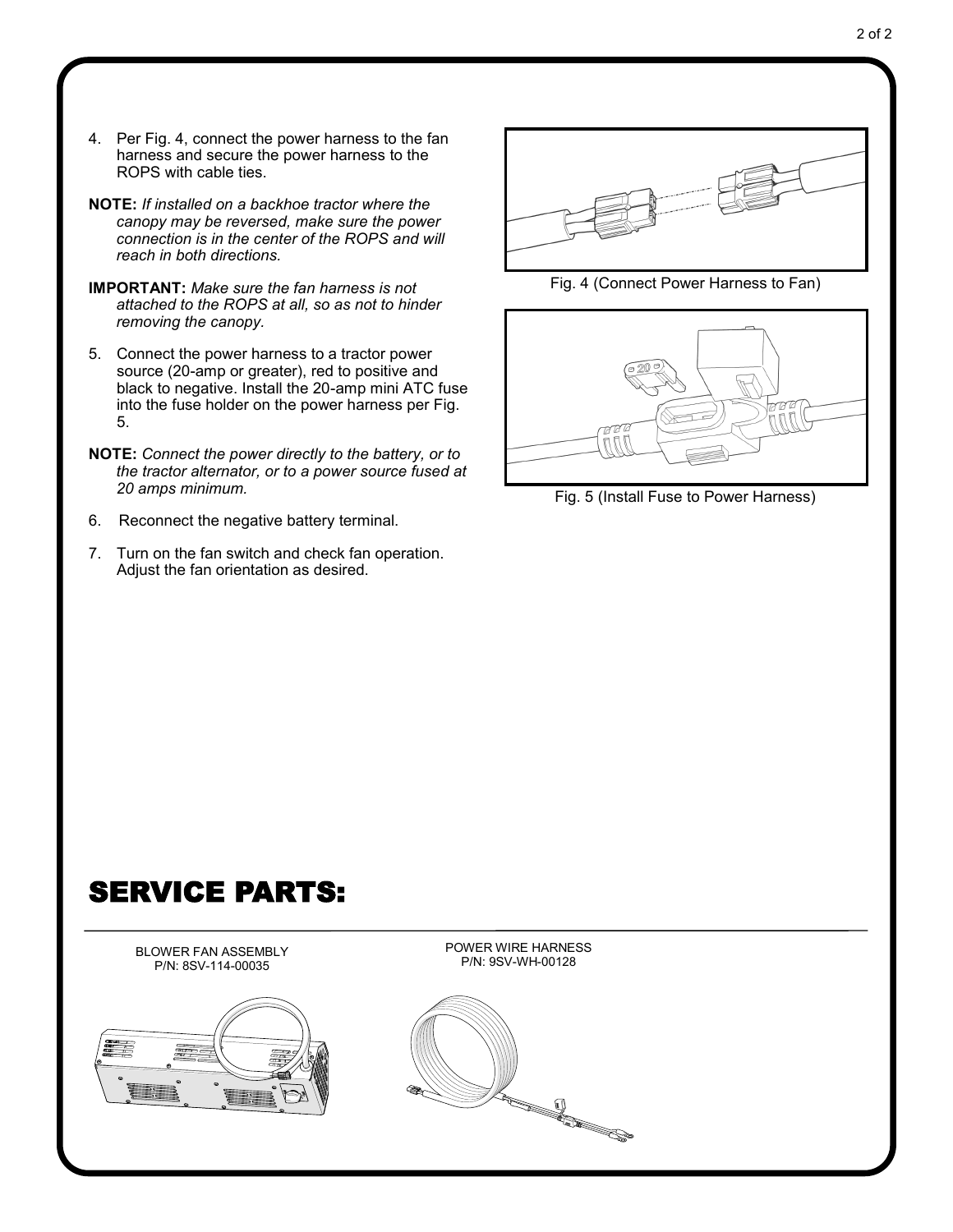4. Per Fig. 4, connect the power harness to the fan harness and secure the power harness to the ROPS with cable ties.

**NOTE:** *If installed on a backhoe tractor where the canopy may be reversed, make sure the power connection is in the center of the ROPS and will reach in both directions.*

**IMPORTANT:** *Make sure the fan harness is not attached to the ROPS at all, so as not to hinder removing the canopy.*

5. Connect the power harness to a tractor power source (20-amp or greater), red to positive and black to negative. Install the 20-amp mini ATC fuse into the fuse holder on the power harness per Fig. 5.

**NOTE:** *Connect the power directly to the battery, or to the tractor alternator, or to a power source fused at 20 amps minimum.*

6. Reconnect the negative battery terminal.

7. Turn on the fan switch and check fan operation. Adjust the fan orientation as desired.

Fig. 4 (Connect Power Harness to Fan)

20

Fig. 5 (Install Fuse to Power Harness)

# SERVICE PARTS:

BLOWER FAN ASSEMBLY
P/N: 8SV-114-00035

POWER WIRE HARNESS
P/N: 9SV-WH-00128